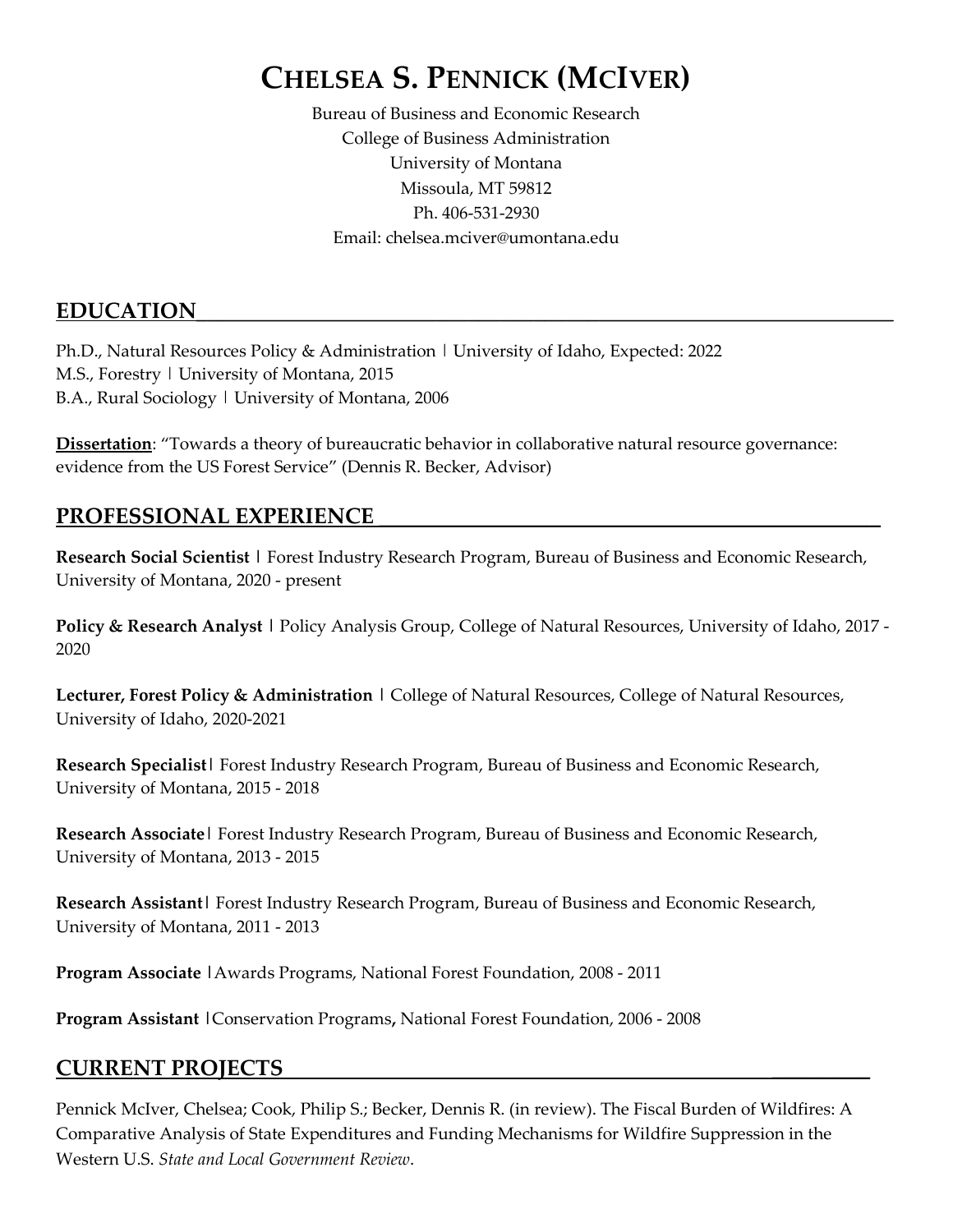# CHELSEA S. PENNICK (MCIVER)

Bureau of Business and Economic Research
College of Business Administration
University of Montana
Missoula, MT 59812
Ph. 406-531-2930
Email: chelsea.mciver@umontana.edu

## EDUCATION

Ph.D., Natural Resources Policy & Administration | University of Idaho, Expected: 2022
M.S., Forestry | University of Montana, 2015
B.A., Rural Sociology | University of Montana, 2006

**Dissertation**: "Towards a theory of bureaucratic behavior in collaborative natural resource governance: evidence from the US Forest Service" (Dennis R. Becker, Advisor)

## PROFESSIONAL EXPERIENCE

**Research Social Scientist** | Forest Industry Research Program, Bureau of Business and Economic Research, University of Montana, 2020 - present

**Policy & Research Analyst** | Policy Analysis Group, College of Natural Resources, University of Idaho, 2017 - 2020

**Lecturer, Forest Policy & Administration** | College of Natural Resources, College of Natural Resources, University of Idaho, 2020-2021

**Research Specialist** | Forest Industry Research Program, Bureau of Business and Economic Research, University of Montana, 2015 - 2018

**Research Associate** | Forest Industry Research Program, Bureau of Business and Economic Research, University of Montana, 2013 - 2015

**Research Assistant** | Forest Industry Research Program, Bureau of Business and Economic Research, University of Montana, 2011 - 2013

**Program Associate** |Awards Programs, National Forest Foundation, 2008 - 2011

**Program Assistant** |Conservation Programs**,** National Forest Foundation, 2006 - 2008

## CURRENT PROJECTS

Pennick McIver, Chelsea; Cook, Philip S.; Becker, Dennis R. (in review). The Fiscal Burden of Wildfires: A Comparative Analysis of State Expenditures and Funding Mechanisms for Wildfire Suppression in the Western U.S. *State and Local Government Review*.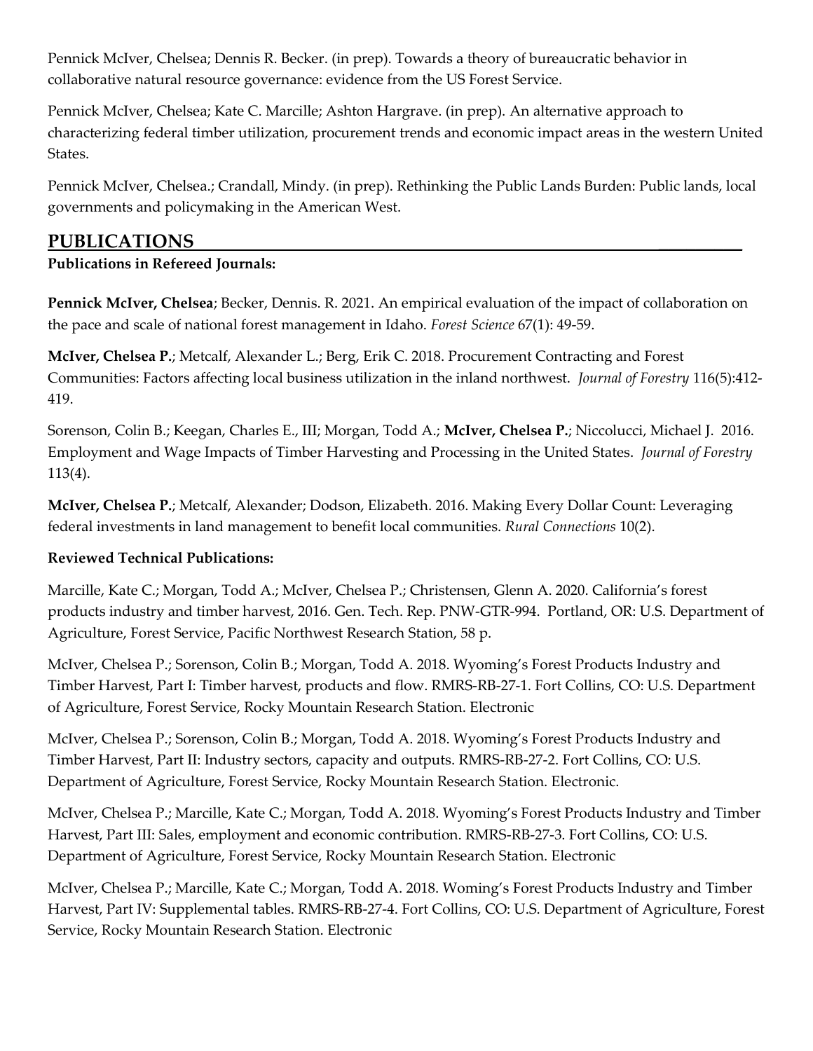Pennick McIver, Chelsea; Dennis R. Becker. (in prep). Towards a theory of bureaucratic behavior in collaborative natural resource governance: evidence from the US Forest Service.

Pennick McIver, Chelsea; Kate C. Marcille; Ashton Hargrave. (in prep). An alternative approach to characterizing federal timber utilization, procurement trends and economic impact areas in the western United States.

Pennick McIver, Chelsea.; Crandall, Mindy. (in prep). Rethinking the Public Lands Burden: Public lands, local governments and policymaking in the American West.

## PUBLICATIONS

**Publications in Refereed Journals:**

**Pennick McIver, Chelsea**; Becker, Dennis. R. 2021. An empirical evaluation of the impact of collaboration on the pace and scale of national forest management in Idaho. *Forest Science* 67(1): 49-59.

**McIver, Chelsea P.**; Metcalf, Alexander L.; Berg, Erik C. 2018. Procurement Contracting and Forest Communities: Factors affecting local business utilization in the inland northwest. *Journal of Forestry* 116(5):412-419.

Sorenson, Colin B.; Keegan, Charles E., III; Morgan, Todd A.; **McIver, Chelsea P.**; Niccolucci, Michael J. 2016. Employment and Wage Impacts of Timber Harvesting and Processing in the United States. *Journal of Forestry* 113(4).

**McIver, Chelsea P.**; Metcalf, Alexander; Dodson, Elizabeth. 2016. Making Every Dollar Count: Leveraging federal investments in land management to benefit local communities. *Rural Connections* 10(2).

**Reviewed Technical Publications:**

Marcille, Kate C.; Morgan, Todd A.; McIver, Chelsea P.; Christensen, Glenn A. 2020. California's forest products industry and timber harvest, 2016. Gen. Tech. Rep. PNW-GTR-994. Portland, OR: U.S. Department of Agriculture, Forest Service, Pacific Northwest Research Station, 58 p.

McIver, Chelsea P.; Sorenson, Colin B.; Morgan, Todd A. 2018. Wyoming's Forest Products Industry and Timber Harvest, Part I: Timber harvest, products and flow. RMRS-RB-27-1. Fort Collins, CO: U.S. Department of Agriculture, Forest Service, Rocky Mountain Research Station. Electronic

McIver, Chelsea P.; Sorenson, Colin B.; Morgan, Todd A. 2018. Wyoming's Forest Products Industry and Timber Harvest, Part II: Industry sectors, capacity and outputs. RMRS-RB-27-2. Fort Collins, CO: U.S. Department of Agriculture, Forest Service, Rocky Mountain Research Station. Electronic.

McIver, Chelsea P.; Marcille, Kate C.; Morgan, Todd A. 2018. Wyoming's Forest Products Industry and Timber Harvest, Part III: Sales, employment and economic contribution. RMRS-RB-27-3. Fort Collins, CO: U.S. Department of Agriculture, Forest Service, Rocky Mountain Research Station. Electronic

McIver, Chelsea P.; Marcille, Kate C.; Morgan, Todd A. 2018. Woming's Forest Products Industry and Timber Harvest, Part IV: Supplemental tables. RMRS-RB-27-4. Fort Collins, CO: U.S. Department of Agriculture, Forest Service, Rocky Mountain Research Station. Electronic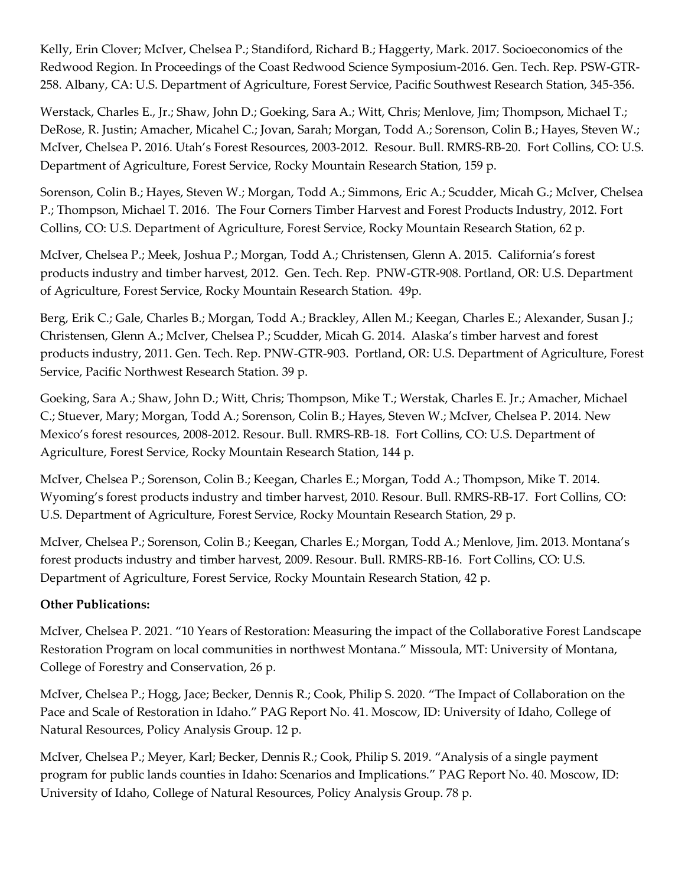Kelly, Erin Clover; McIver, Chelsea P.; Standiford, Richard B.; Haggerty, Mark. 2017. Socioeconomics of the Redwood Region. In Proceedings of the Coast Redwood Science Symposium-2016. Gen. Tech. Rep. PSW-GTR-258. Albany, CA: U.S. Department of Agriculture, Forest Service, Pacific Southwest Research Station, 345-356.

Werstack, Charles E., Jr.; Shaw, John D.; Goeking, Sara A.; Witt, Chris; Menlove, Jim; Thompson, Michael T.; DeRose, R. Justin; Amacher, Micahel C.; Jovan, Sarah; Morgan, Todd A.; Sorenson, Colin B.; Hayes, Steven W.; McIver, Chelsea P**.** 2016. Utah's Forest Resources, 2003-2012. Resour. Bull. RMRS-RB-20. Fort Collins, CO: U.S. Department of Agriculture, Forest Service, Rocky Mountain Research Station, 159 p.

Sorenson, Colin B.; Hayes, Steven W.; Morgan, Todd A.; Simmons, Eric A.; Scudder, Micah G.; McIver, Chelsea P.; Thompson, Michael T. 2016. The Four Corners Timber Harvest and Forest Products Industry, 2012. Fort Collins, CO: U.S. Department of Agriculture, Forest Service, Rocky Mountain Research Station, 62 p.

McIver, Chelsea P.; Meek, Joshua P.; Morgan, Todd A.; Christensen, Glenn A. 2015. California's forest products industry and timber harvest, 2012. Gen. Tech. Rep. PNW-GTR-908. Portland, OR: U.S. Department of Agriculture, Forest Service, Rocky Mountain Research Station. 49p.

Berg, Erik C.; Gale, Charles B.; Morgan, Todd A.; Brackley, Allen M.; Keegan, Charles E.; Alexander, Susan J.; Christensen, Glenn A.; McIver, Chelsea P.; Scudder, Micah G. 2014. Alaska's timber harvest and forest products industry, 2011. Gen. Tech. Rep. PNW-GTR-903. Portland, OR: U.S. Department of Agriculture, Forest Service, Pacific Northwest Research Station. 39 p.

Goeking, Sara A.; Shaw, John D.; Witt, Chris; Thompson, Mike T.; Werstak, Charles E. Jr.; Amacher, Michael C.; Stuever, Mary; Morgan, Todd A.; Sorenson, Colin B.; Hayes, Steven W.; McIver, Chelsea P. 2014. New Mexico's forest resources, 2008-2012. Resour. Bull. RMRS-RB-18. Fort Collins, CO: U.S. Department of Agriculture, Forest Service, Rocky Mountain Research Station, 144 p.

McIver, Chelsea P.; Sorenson, Colin B.; Keegan, Charles E.; Morgan, Todd A.; Thompson, Mike T. 2014. Wyoming's forest products industry and timber harvest, 2010. Resour. Bull. RMRS-RB-17. Fort Collins, CO: U.S. Department of Agriculture, Forest Service, Rocky Mountain Research Station, 29 p.

McIver, Chelsea P.; Sorenson, Colin B.; Keegan, Charles E.; Morgan, Todd A.; Menlove, Jim. 2013. Montana's forest products industry and timber harvest, 2009. Resour. Bull. RMRS-RB-16. Fort Collins, CO: U.S. Department of Agriculture, Forest Service, Rocky Mountain Research Station, 42 p.

**Other Publications:**

McIver, Chelsea P. 2021. "10 Years of Restoration: Measuring the impact of the Collaborative Forest Landscape Restoration Program on local communities in northwest Montana." Missoula, MT: University of Montana, College of Forestry and Conservation, 26 p.

McIver, Chelsea P.; Hogg, Jace; Becker, Dennis R.; Cook, Philip S. 2020. "The Impact of Collaboration on the Pace and Scale of Restoration in Idaho." PAG Report No. 41. Moscow, ID: University of Idaho, College of Natural Resources, Policy Analysis Group. 12 p.

McIver, Chelsea P.; Meyer, Karl; Becker, Dennis R.; Cook, Philip S. 2019. "Analysis of a single payment program for public lands counties in Idaho: Scenarios and Implications." PAG Report No. 40. Moscow, ID: University of Idaho, College of Natural Resources, Policy Analysis Group. 78 p.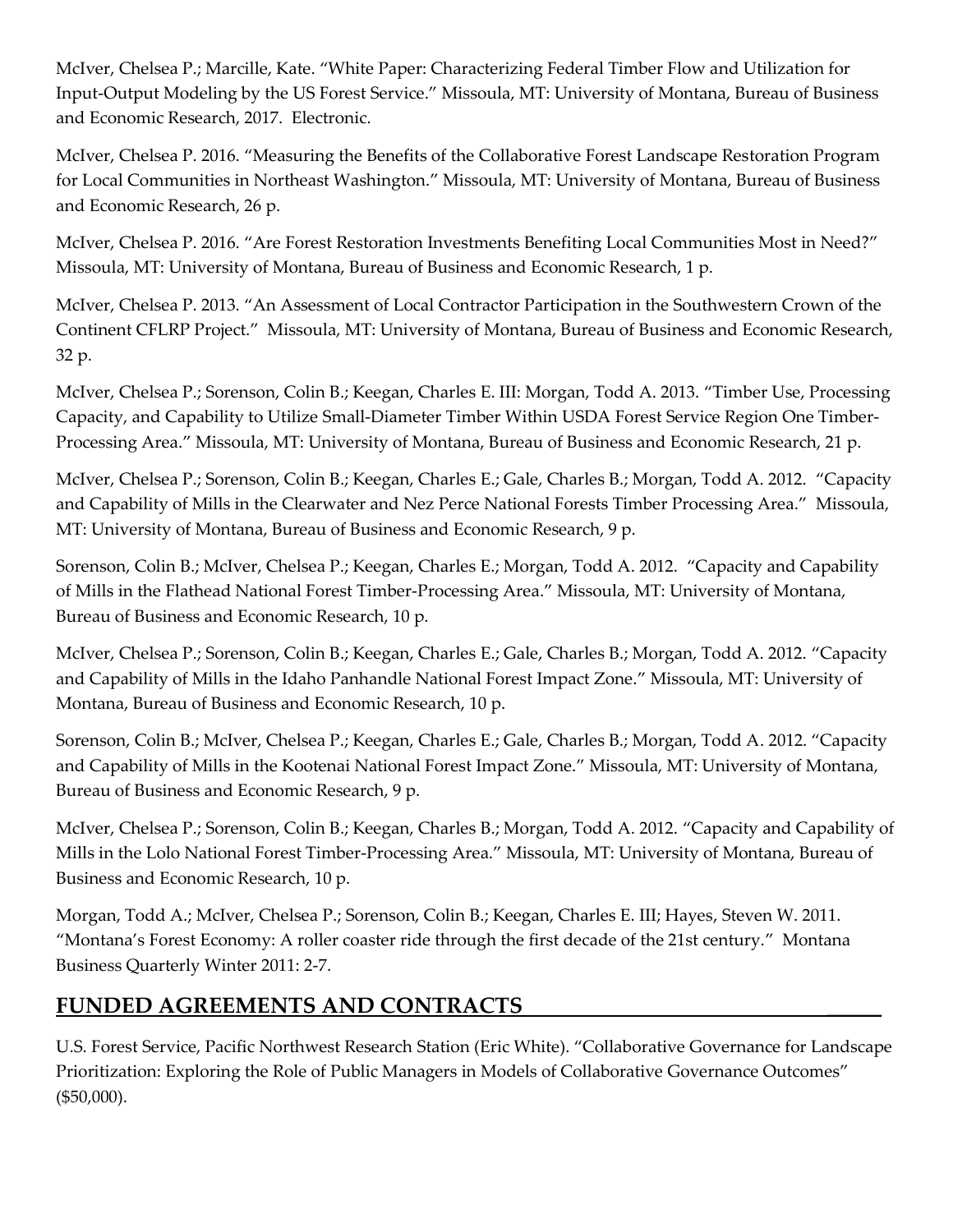McIver, Chelsea P.; Marcille, Kate. "White Paper: Characterizing Federal Timber Flow and Utilization for Input-Output Modeling by the US Forest Service." Missoula, MT: University of Montana, Bureau of Business and Economic Research, 2017. Electronic.

McIver, Chelsea P. 2016. "Measuring the Benefits of the Collaborative Forest Landscape Restoration Program for Local Communities in Northeast Washington." Missoula, MT: University of Montana, Bureau of Business and Economic Research, 26 p.

McIver, Chelsea P. 2016. "Are Forest Restoration Investments Benefiting Local Communities Most in Need?" Missoula, MT: University of Montana, Bureau of Business and Economic Research, 1 p.

McIver, Chelsea P. 2013. "An Assessment of Local Contractor Participation in the Southwestern Crown of the Continent CFLRP Project." Missoula, MT: University of Montana, Bureau of Business and Economic Research, 32 p.

McIver, Chelsea P.; Sorenson, Colin B.; Keegan, Charles E. III: Morgan, Todd A. 2013. "Timber Use, Processing Capacity, and Capability to Utilize Small-Diameter Timber Within USDA Forest Service Region One Timber-Processing Area." Missoula, MT: University of Montana, Bureau of Business and Economic Research, 21 p.

McIver, Chelsea P.; Sorenson, Colin B.; Keegan, Charles E.; Gale, Charles B.; Morgan, Todd A. 2012. "Capacity and Capability of Mills in the Clearwater and Nez Perce National Forests Timber Processing Area." Missoula, MT: University of Montana, Bureau of Business and Economic Research, 9 p.

Sorenson, Colin B.; McIver, Chelsea P.; Keegan, Charles E.; Morgan, Todd A. 2012. "Capacity and Capability of Mills in the Flathead National Forest Timber-Processing Area." Missoula, MT: University of Montana, Bureau of Business and Economic Research, 10 p.

McIver, Chelsea P.; Sorenson, Colin B.; Keegan, Charles E.; Gale, Charles B.; Morgan, Todd A. 2012. "Capacity and Capability of Mills in the Idaho Panhandle National Forest Impact Zone." Missoula, MT: University of Montana, Bureau of Business and Economic Research, 10 p.

Sorenson, Colin B.; McIver, Chelsea P.; Keegan, Charles E.; Gale, Charles B.; Morgan, Todd A. 2012. "Capacity and Capability of Mills in the Kootenai National Forest Impact Zone." Missoula, MT: University of Montana, Bureau of Business and Economic Research, 9 p.

McIver, Chelsea P.; Sorenson, Colin B.; Keegan, Charles B.; Morgan, Todd A. 2012. "Capacity and Capability of Mills in the Lolo National Forest Timber-Processing Area." Missoula, MT: University of Montana, Bureau of Business and Economic Research, 10 p.

Morgan, Todd A.; McIver, Chelsea P.; Sorenson, Colin B.; Keegan, Charles E. III; Hayes, Steven W. 2011. "Montana's Forest Economy: A roller coaster ride through the first decade of the 21st century." Montana Business Quarterly Winter 2011: 2-7.

## FUNDED AGREEMENTS AND CONTRACTS

U.S. Forest Service, Pacific Northwest Research Station (Eric White). "Collaborative Governance for Landscape Prioritization: Exploring the Role of Public Managers in Models of Collaborative Governance Outcomes" ($50,000).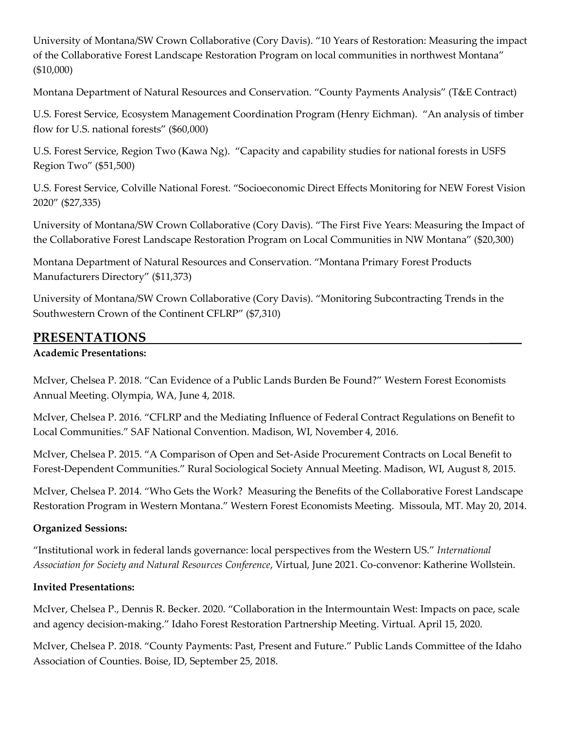University of Montana/SW Crown Collaborative (Cory Davis). "10 Years of Restoration: Measuring the impact of the Collaborative Forest Landscape Restoration Program on local communities in northwest Montana" ($10,000)

Montana Department of Natural Resources and Conservation. "County Payments Analysis" (T&E Contract)

U.S. Forest Service, Ecosystem Management Coordination Program (Henry Eichman). "An analysis of timber flow for U.S. national forests" ($60,000)

U.S. Forest Service, Region Two (Kawa Ng). "Capacity and capability studies for national forests in USFS Region Two" ($51,500)

U.S. Forest Service, Colville National Forest. "Socioeconomic Direct Effects Monitoring for NEW Forest Vision 2020" ($27,335)

University of Montana/SW Crown Collaborative (Cory Davis). "The First Five Years: Measuring the Impact of the Collaborative Forest Landscape Restoration Program on Local Communities in NW Montana" ($20,300)

Montana Department of Natural Resources and Conservation. "Montana Primary Forest Products Manufacturers Directory" ($11,373)

University of Montana/SW Crown Collaborative (Cory Davis). "Monitoring Subcontracting Trends in the Southwestern Crown of the Continent CFLRP" ($7,310)

## PRESENTATIONS

**Academic Presentations:**

McIver, Chelsea P. 2018. "Can Evidence of a Public Lands Burden Be Found?" Western Forest Economists Annual Meeting. Olympia, WA, June 4, 2018.

McIver, Chelsea P. 2016. "CFLRP and the Mediating Influence of Federal Contract Regulations on Benefit to Local Communities." SAF National Convention. Madison, WI, November 4, 2016.

McIver, Chelsea P. 2015. "A Comparison of Open and Set-Aside Procurement Contracts on Local Benefit to Forest-Dependent Communities." Rural Sociological Society Annual Meeting. Madison, WI, August 8, 2015.

McIver, Chelsea P. 2014. "Who Gets the Work? Measuring the Benefits of the Collaborative Forest Landscape Restoration Program in Western Montana." Western Forest Economists Meeting. Missoula, MT. May 20, 2014.

**Organized Sessions:**

"Institutional work in federal lands governance: local perspectives from the Western US." *International Association for Society and Natural Resources Conference*, Virtual, June 2021. Co-convenor: Katherine Wollstein.

**Invited Presentations:**

McIver, Chelsea P., Dennis R. Becker. 2020. "Collaboration in the Intermountain West: Impacts on pace, scale and agency decision-making." Idaho Forest Restoration Partnership Meeting. Virtual. April 15, 2020.

McIver, Chelsea P. 2018. "County Payments: Past, Present and Future." Public Lands Committee of the Idaho Association of Counties. Boise, ID, September 25, 2018.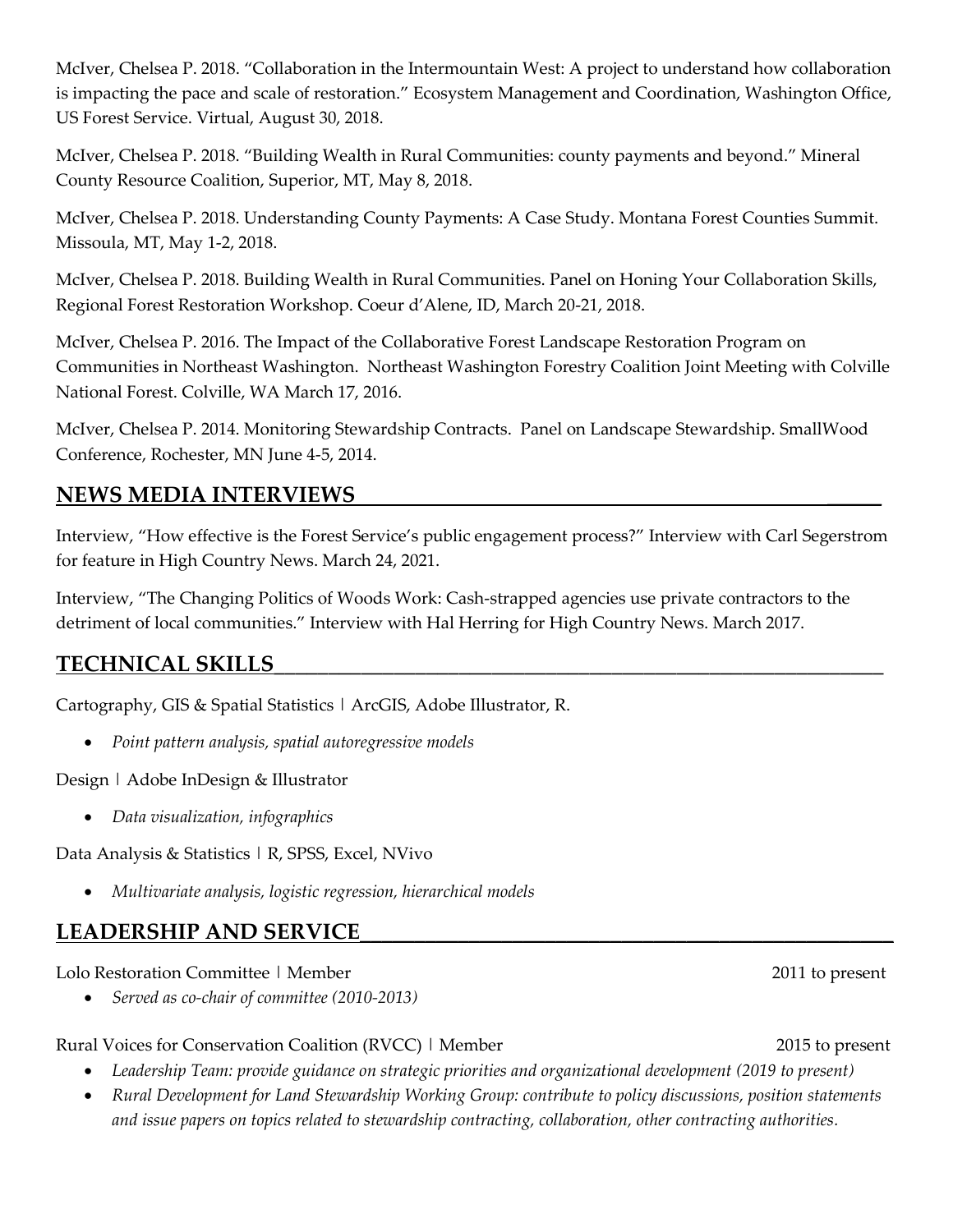McIver, Chelsea P. 2018. "Collaboration in the Intermountain West: A project to understand how collaboration is impacting the pace and scale of restoration." Ecosystem Management and Coordination, Washington Office, US Forest Service. Virtual, August 30, 2018.

McIver, Chelsea P. 2018. "Building Wealth in Rural Communities: county payments and beyond." Mineral County Resource Coalition, Superior, MT, May 8, 2018.

McIver, Chelsea P. 2018. Understanding County Payments: A Case Study. Montana Forest Counties Summit. Missoula, MT, May 1-2, 2018.

McIver, Chelsea P. 2018. Building Wealth in Rural Communities. Panel on Honing Your Collaboration Skills, Regional Forest Restoration Workshop. Coeur d'Alene, ID, March 20-21, 2018.

McIver, Chelsea P. 2016. The Impact of the Collaborative Forest Landscape Restoration Program on Communities in Northeast Washington. Northeast Washington Forestry Coalition Joint Meeting with Colville National Forest. Colville, WA March 17, 2016.

McIver, Chelsea P. 2014. Monitoring Stewardship Contracts. Panel on Landscape Stewardship. SmallWood Conference, Rochester, MN June 4-5, 2014.

## NEWS MEDIA INTERVIEWS

Interview, "How effective is the Forest Service's public engagement process?" Interview with Carl Segerstrom for feature in High Country News. March 24, 2021.

Interview, "The Changing Politics of Woods Work: Cash-strapped agencies use private contractors to the detriment of local communities." Interview with Hal Herring for High Country News. March 2017.

## TECHNICAL SKILLS

Cartography, GIS & Spatial Statistics | ArcGIS, Adobe Illustrator, R.

- *Point pattern analysis, spatial autoregressive models*

Design | Adobe InDesign & Illustrator

- *Data visualization, infographics*

Data Analysis & Statistics | R, SPSS, Excel, NVivo

- *Multivariate analysis, logistic regression, hierarchical models*

## LEADERSHIP AND SERVICE

Lolo Restoration Committee | Member 2011 to present

- *Served as co-chair of committee (2010-2013)*

Rural Voices for Conservation Coalition (RVCC) | Member 2015 to present

- *Leadership Team: provide guidance on strategic priorities and organizational development (2019 to present)*
- *Rural Development for Land Stewardship Working Group: contribute to policy discussions, position statements and issue papers on topics related to stewardship contracting, collaboration, other contracting authorities.*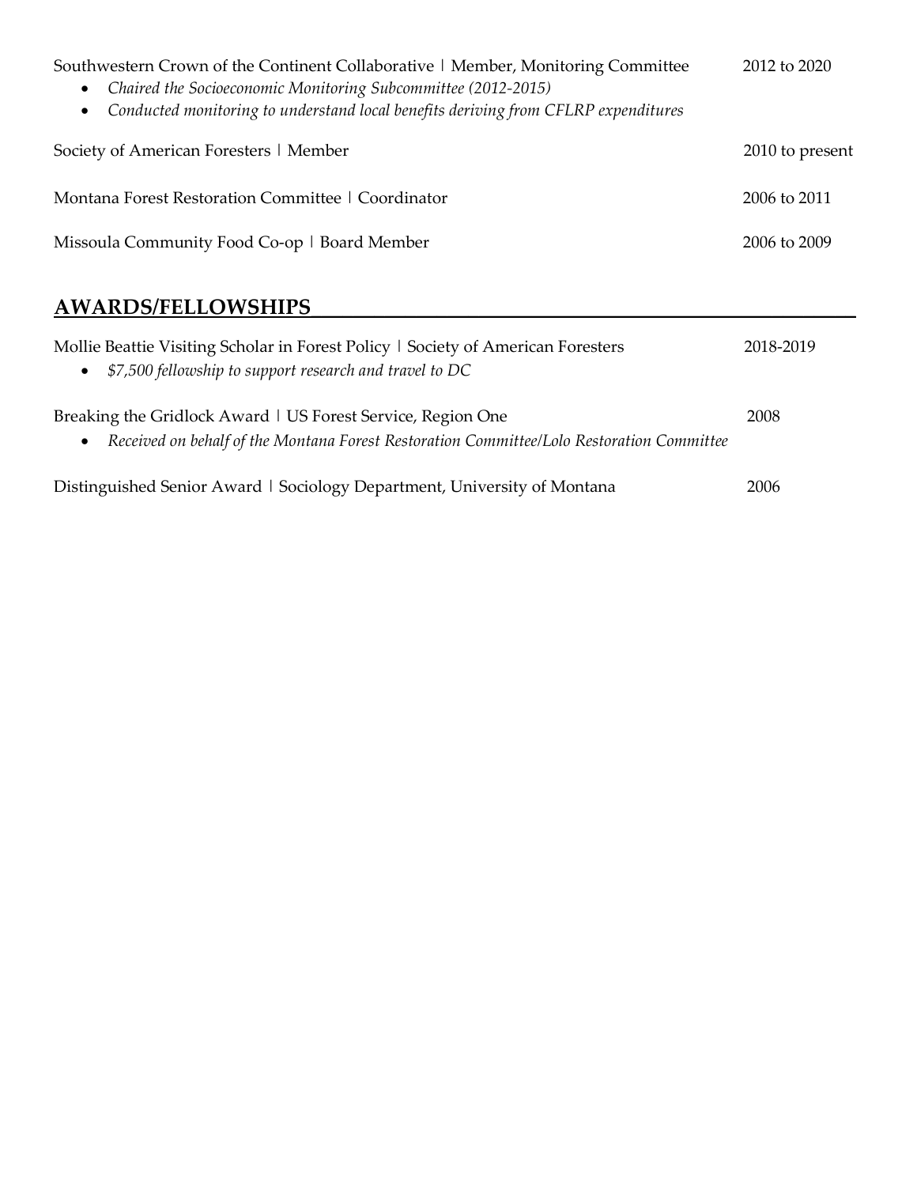Southwestern Crown of the Continent Collaborative | Member, Monitoring Committee 2012 to 2020

- *Chaired the Socioeconomic Monitoring Subcommittee (2012-2015)*
- *Conducted monitoring to understand local benefits deriving from CFLRP expenditures*

Society of American Foresters | Member 2010 to present

Montana Forest Restoration Committee | Coordinator 2006 to 2011

Missoula Community Food Co-op | Board Member 2006 to 2009

## AWARDS/FELLOWSHIPS

Mollie Beattie Visiting Scholar in Forest Policy | Society of American Foresters 2018-2019

- *$7,500 fellowship to support research and travel to DC*

Breaking the Gridlock Award | US Forest Service, Region One 2008

- *Received on behalf of the Montana Forest Restoration Committee/Lolo Restoration Committee*

Distinguished Senior Award | Sociology Department, University of Montana 2006